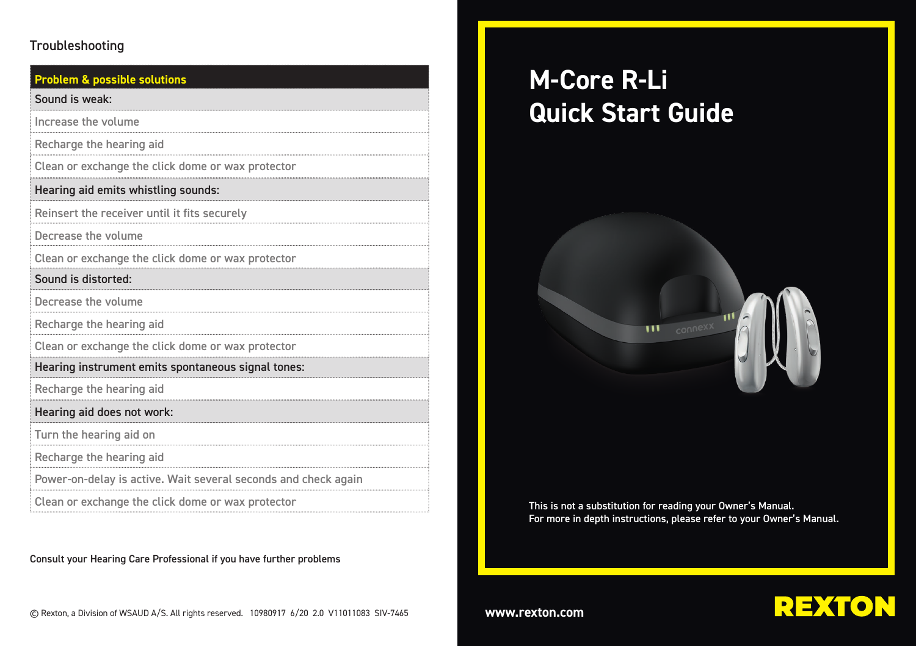## Troubleshooting

| Problem & possible solutions |
|---|
| **Sound is weak:** |
| Increase the volume |
| Recharge the hearing aid |
| Clean or exchange the click dome or wax protector |
| **Hearing aid emits whistling sounds:** |
| Reinsert the receiver until it fits securely |
| Decrease the volume |
| Clean or exchange the click dome or wax protector |
| **Sound is distorted:** |
| Decrease the volume |
| Recharge the hearing aid |
| Clean or exchange the click dome or wax protector |
| **Hearing instrument emits spontaneous signal tones:** |
| Recharge the hearing aid |
| **Hearing aid does not work:** |
| Turn the hearing aid on |
| Recharge the hearing aid |
| Power-on-delay is active. Wait several seconds and check again |
| Clean or exchange the click dome or wax protector |

Consult your Hearing Care Professional if you have further problems

© Rexton, a Division of WSAUD A/S. All rights reserved. 10980917 6/20 2.0 V11011083 SIV-7465

# M-Core R-Li Quick Start Guide

This is not a substitution for reading your Owner's Manual.
For more in depth instructions, please refer to your Owner's Manual.

www.rexton.com

REXTON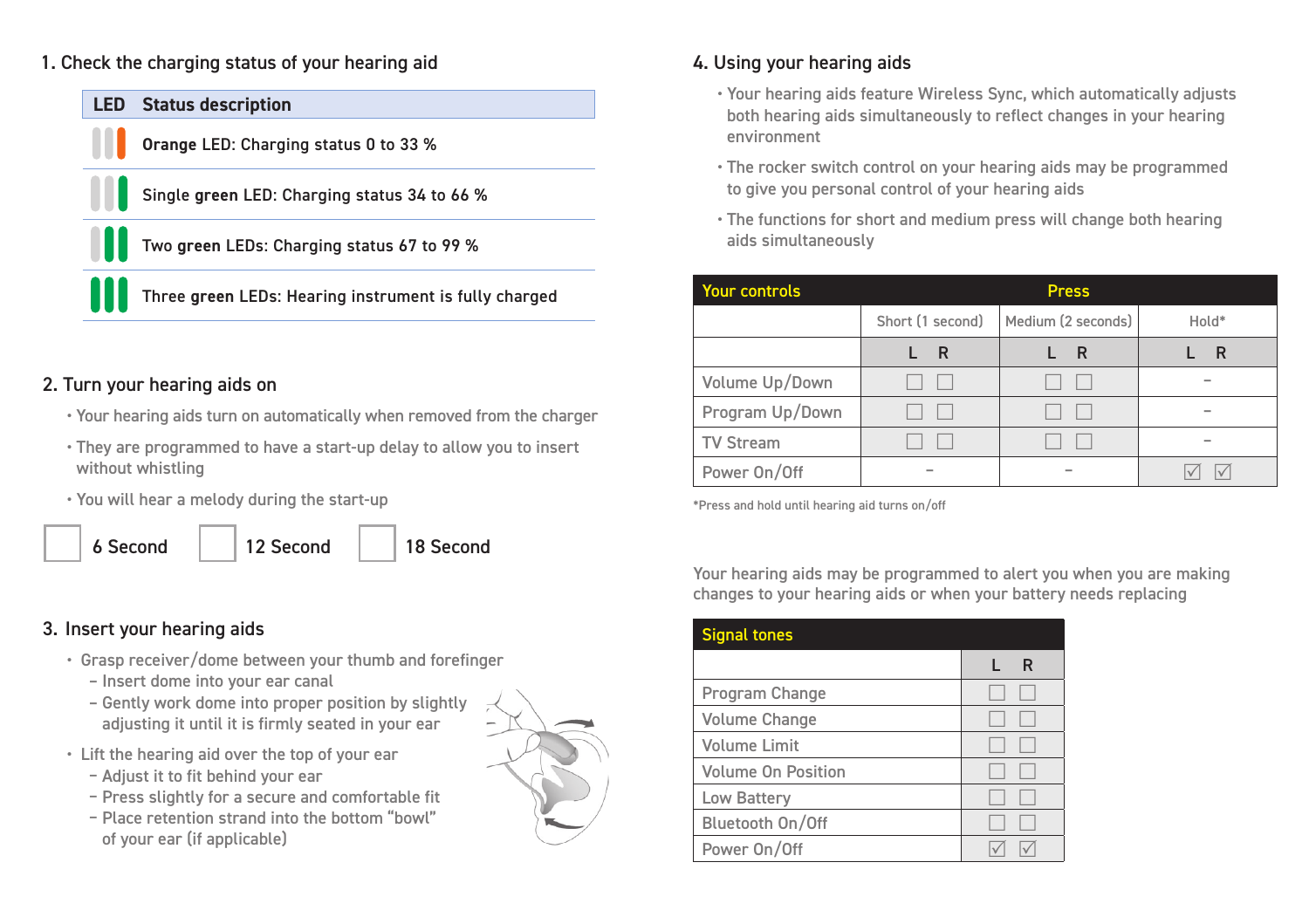## 1. Check the charging status of your hearing aid

| LED | Status description |
|---|---|
| | **Orange** LED: Charging status 0 to 33 % |
| | Single **green** LED: Charging status 34 to 66 % |
| | Two **green** LEDs: Charging status 67 to 99 % |
| | Three **green** LEDs: Hearing instrument is fully charged |

## 2. Turn your hearing aids on

- Your hearing aids turn on automatically when removed from the charger
- They are programmed to have a start-up delay to allow you to insert without whistling
- You will hear a melody during the start-up

☐ 6 Second ☐ 12 Second ☐ 18 Second

## 3. Insert your hearing aids

- Grasp receiver/dome between your thumb and forefinger
  - Insert dome into your ear canal
  - Gently work dome into proper position by slightly adjusting it until it is firmly seated in your ear
- Lift the hearing aid over the top of your ear
  - Adjust it to fit behind your ear
  - Press slightly for a secure and comfortable fit
  - Place retention strand into the bottom "bowl" of your ear (if applicable)

## 4. Using your hearing aids

- Your hearing aids feature Wireless Sync, which automatically adjusts both hearing aids simultaneously to reflect changes in your hearing environment
- The rocker switch control on your hearing aids may be programmed to give you personal control of your hearing aids
- The functions for short and medium press will change both hearing aids simultaneously

| Your controls | Press | | |
|---|---|---|---|
| | Short (1 second) | Medium (2 seconds) | Hold* |
| | L R | L R | L R |
| Volume Up/Down | ☐ ☐ | ☐ ☐ | – |
| Program Up/Down | ☐ ☐ | ☐ ☐ | – |
| TV Stream | ☐ ☐ | ☐ ☐ | – |
| Power On/Off | – | – | ☑ ☑ |

*Press and hold until hearing aid turns on/off

Your hearing aids may be programmed to alert you when you are making changes to your hearing aids or when your battery needs replacing

| Signal tones | |
|---|---|
| | L R |
| Program Change | ☐ ☐ |
| Volume Change | ☐ ☐ |
| Volume Limit | ☐ ☐ |
| Volume On Position | ☐ ☐ |
| Low Battery | ☐ ☐ |
| Bluetooth On/Off | ☐ ☐ |
| Power On/Off | ☑ ☑ |